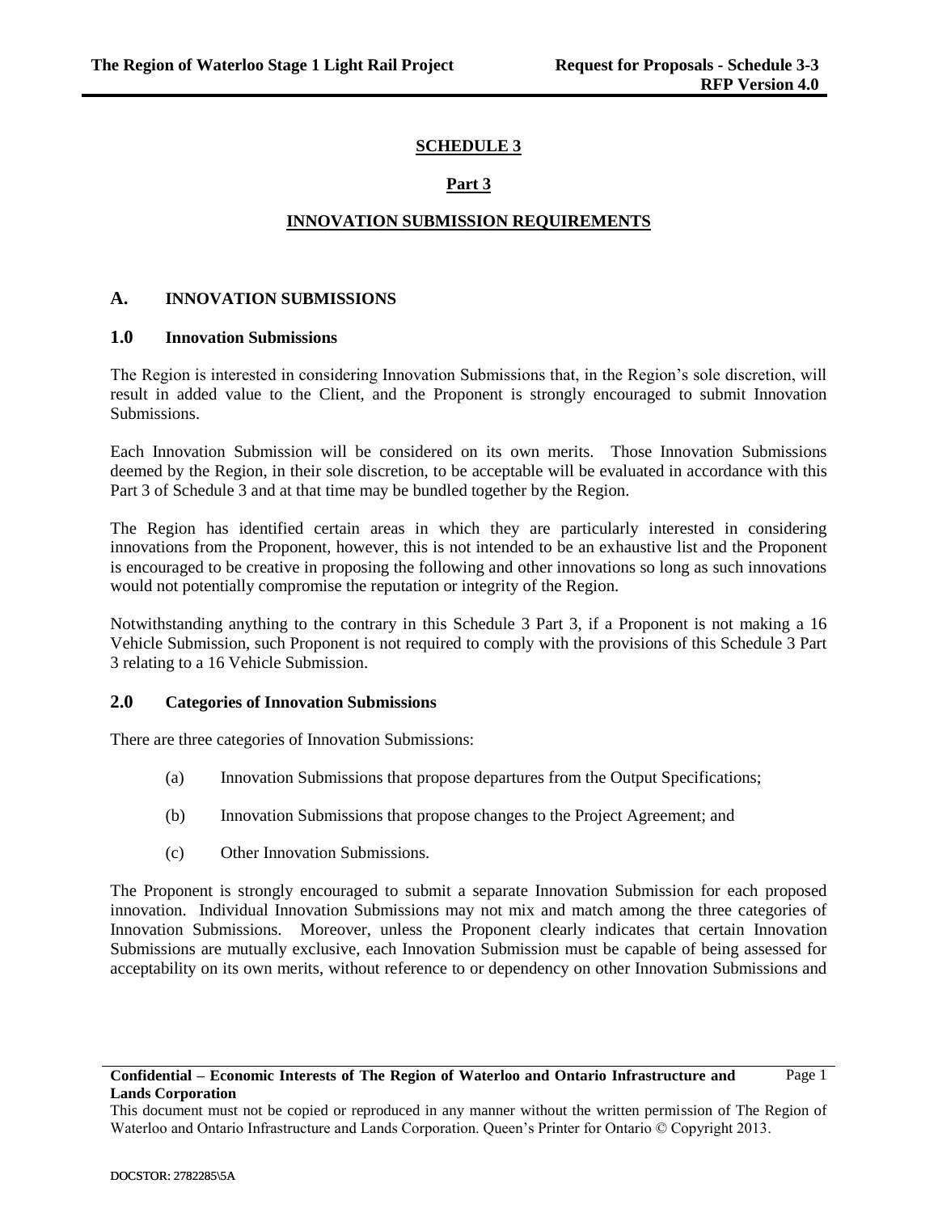# SCHEDULE 3

## Part 3

## INNOVATION SUBMISSION REQUIREMENTS

### A. INNOVATION SUBMISSIONS

### 1.0 Innovation Submissions

The Region is interested in considering Innovation Submissions that, in the Region's sole discretion, will result in added value to the Client, and the Proponent is strongly encouraged to submit Innovation Submissions.

Each Innovation Submission will be considered on its own merits. Those Innovation Submissions deemed by the Region, in their sole discretion, to be acceptable will be evaluated in accordance with this Part 3 of Schedule 3 and at that time may be bundled together by the Region.

The Region has identified certain areas in which they are particularly interested in considering innovations from the Proponent, however, this is not intended to be an exhaustive list and the Proponent is encouraged to be creative in proposing the following and other innovations so long as such innovations would not potentially compromise the reputation or integrity of the Region.

Notwithstanding anything to the contrary in this Schedule 3 Part 3, if a Proponent is not making a 16 Vehicle Submission, such Proponent is not required to comply with the provisions of this Schedule 3 Part 3 relating to a 16 Vehicle Submission.

### 2.0 Categories of Innovation Submissions

There are three categories of Innovation Submissions:

(a) Innovation Submissions that propose departures from the Output Specifications;

(b) Innovation Submissions that propose changes to the Project Agreement; and

(c) Other Innovation Submissions.

The Proponent is strongly encouraged to submit a separate Innovation Submission for each proposed innovation. Individual Innovation Submissions may not mix and match among the three categories of Innovation Submissions. Moreover, unless the Proponent clearly indicates that certain Innovation Submissions are mutually exclusive, each Innovation Submission must be capable of being assessed for acceptability on its own merits, without reference to or dependency on other Innovation Submissions and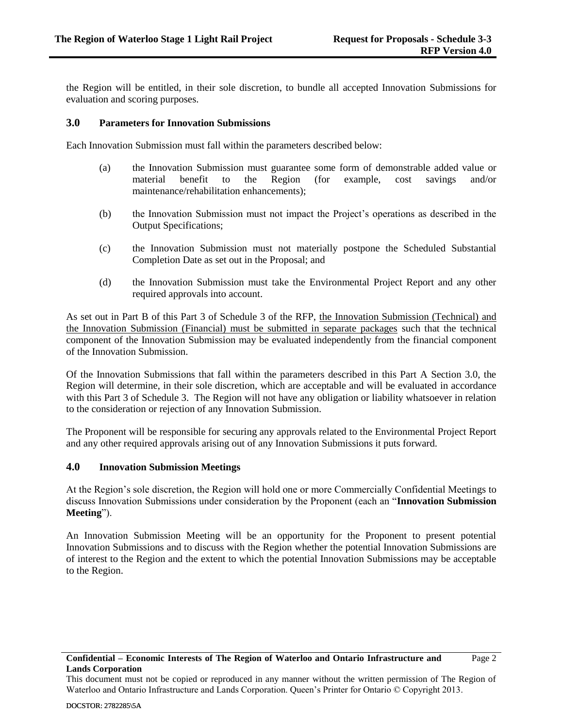the Region will be entitled, in their sole discretion, to bundle all accepted Innovation Submissions for evaluation and scoring purposes.

### 3.0 Parameters for Innovation Submissions

Each Innovation Submission must fall within the parameters described below:

(a) the Innovation Submission must guarantee some form of demonstrable added value or material benefit to the Region (for example, cost savings and/or maintenance/rehabilitation enhancements);

(b) the Innovation Submission must not impact the Project's operations as described in the Output Specifications;

(c) the Innovation Submission must not materially postpone the Scheduled Substantial Completion Date as set out in the Proposal; and

(d) the Innovation Submission must take the Environmental Project Report and any other required approvals into account.

As set out in Part B of this Part 3 of Schedule 3 of the RFP, the Innovation Submission (Technical) and the Innovation Submission (Financial) must be submitted in separate packages such that the technical component of the Innovation Submission may be evaluated independently from the financial component of the Innovation Submission.

Of the Innovation Submissions that fall within the parameters described in this Part A Section 3.0, the Region will determine, in their sole discretion, which are acceptable and will be evaluated in accordance with this Part 3 of Schedule 3. The Region will not have any obligation or liability whatsoever in relation to the consideration or rejection of any Innovation Submission.

The Proponent will be responsible for securing any approvals related to the Environmental Project Report and any other required approvals arising out of any Innovation Submissions it puts forward.

### 4.0 Innovation Submission Meetings

At the Region's sole discretion, the Region will hold one or more Commercially Confidential Meetings to discuss Innovation Submissions under consideration by the Proponent (each an "**Innovation Submission Meeting**").

An Innovation Submission Meeting will be an opportunity for the Proponent to present potential Innovation Submissions and to discuss with the Region whether the potential Innovation Submissions are of interest to the Region and the extent to which the potential Innovation Submissions may be acceptable to the Region.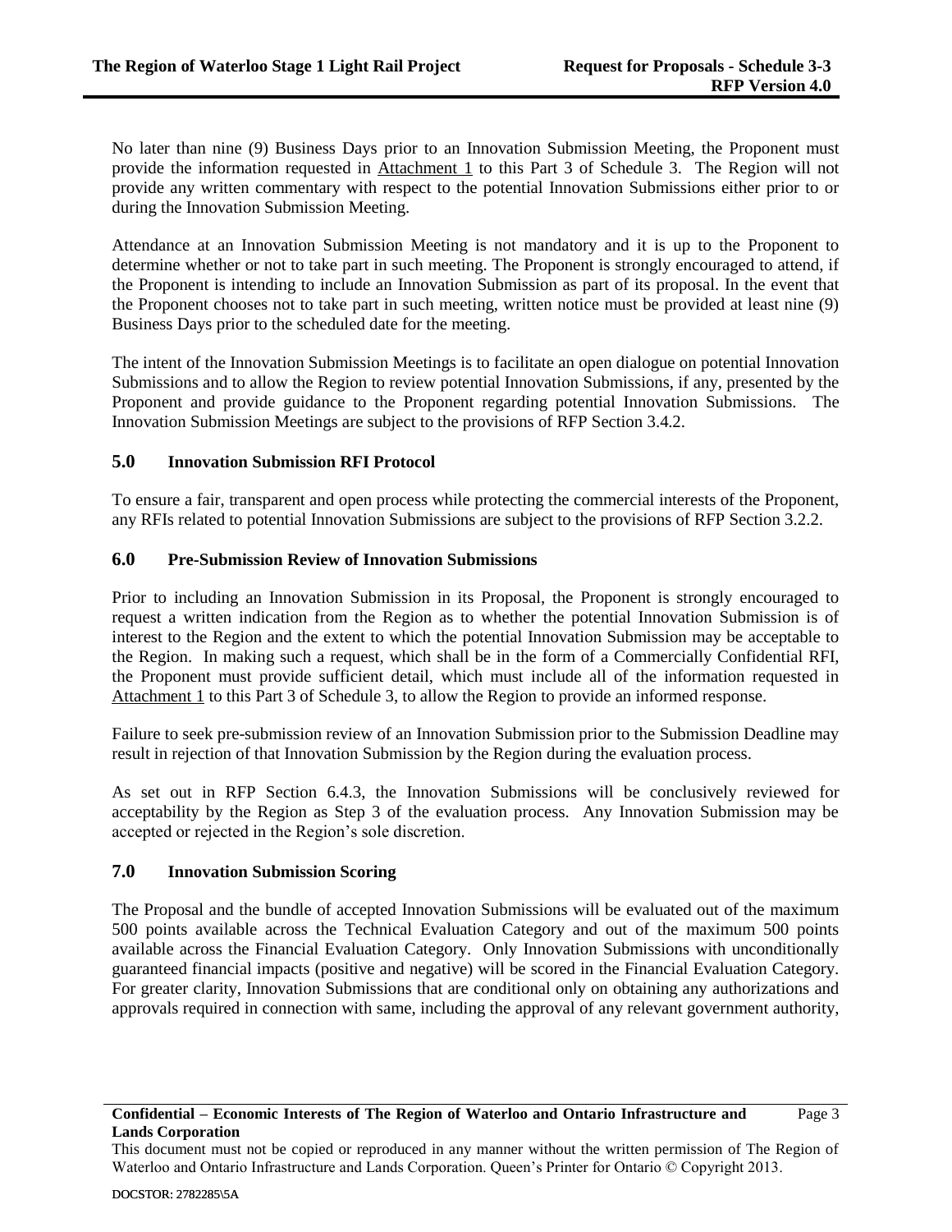No later than nine (9) Business Days prior to an Innovation Submission Meeting, the Proponent must provide the information requested in Attachment 1 to this Part 3 of Schedule 3. The Region will not provide any written commentary with respect to the potential Innovation Submissions either prior to or during the Innovation Submission Meeting.

Attendance at an Innovation Submission Meeting is not mandatory and it is up to the Proponent to determine whether or not to take part in such meeting. The Proponent is strongly encouraged to attend, if the Proponent is intending to include an Innovation Submission as part of its proposal. In the event that the Proponent chooses not to take part in such meeting, written notice must be provided at least nine (9) Business Days prior to the scheduled date for the meeting.

The intent of the Innovation Submission Meetings is to facilitate an open dialogue on potential Innovation Submissions and to allow the Region to review potential Innovation Submissions, if any, presented by the Proponent and provide guidance to the Proponent regarding potential Innovation Submissions. The Innovation Submission Meetings are subject to the provisions of RFP Section 3.4.2.

## 5.0 Innovation Submission RFI Protocol

To ensure a fair, transparent and open process while protecting the commercial interests of the Proponent, any RFIs related to potential Innovation Submissions are subject to the provisions of RFP Section 3.2.2.

## 6.0 Pre-Submission Review of Innovation Submissions

Prior to including an Innovation Submission in its Proposal, the Proponent is strongly encouraged to request a written indication from the Region as to whether the potential Innovation Submission is of interest to the Region and the extent to which the potential Innovation Submission may be acceptable to the Region. In making such a request, which shall be in the form of a Commercially Confidential RFI, the Proponent must provide sufficient detail, which must include all of the information requested in Attachment 1 to this Part 3 of Schedule 3, to allow the Region to provide an informed response.

Failure to seek pre-submission review of an Innovation Submission prior to the Submission Deadline may result in rejection of that Innovation Submission by the Region during the evaluation process.

As set out in RFP Section 6.4.3, the Innovation Submissions will be conclusively reviewed for acceptability by the Region as Step 3 of the evaluation process. Any Innovation Submission may be accepted or rejected in the Region's sole discretion.

## 7.0 Innovation Submission Scoring

The Proposal and the bundle of accepted Innovation Submissions will be evaluated out of the maximum 500 points available across the Technical Evaluation Category and out of the maximum 500 points available across the Financial Evaluation Category. Only Innovation Submissions with unconditionally guaranteed financial impacts (positive and negative) will be scored in the Financial Evaluation Category. For greater clarity, Innovation Submissions that are conditional only on obtaining any authorizations and approvals required in connection with same, including the approval of any relevant government authority,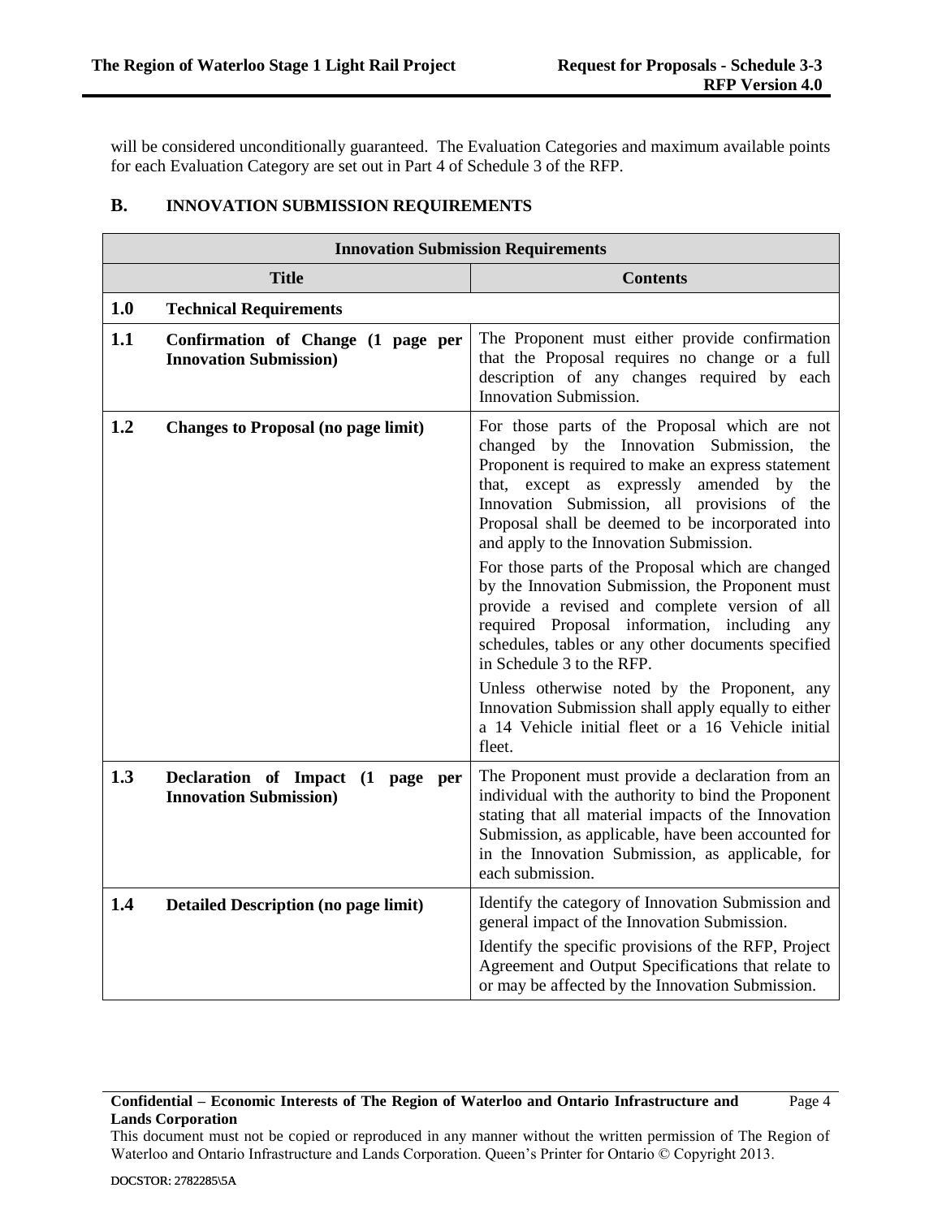will be considered unconditionally guaranteed. The Evaluation Categories and maximum available points for each Evaluation Category are set out in Part 4 of Schedule 3 of the RFP.

## B. INNOVATION SUBMISSION REQUIREMENTS

| Innovation Submission Requirements | | |
|---|---|---|
| **Title** | | **Contents** |
| **1.0** | **Technical Requirements** | |
| **1.1** | **Confirmation of Change (1 page per Innovation Submission)** | The Proponent must either provide confirmation that the Proposal requires no change or a full description of any changes required by each Innovation Submission. |
| **1.2** | **Changes to Proposal (no page limit)** | For those parts of the Proposal which are not changed by the Innovation Submission, the Proponent is required to make an express statement that, except as expressly amended by the Innovation Submission, all provisions of the Proposal shall be deemed to be incorporated into and apply to the Innovation Submission.<br><br>For those parts of the Proposal which are changed by the Innovation Submission, the Proponent must provide a revised and complete version of all required Proposal information, including any schedules, tables or any other documents specified in Schedule 3 to the RFP.<br><br>Unless otherwise noted by the Proponent, any Innovation Submission shall apply equally to either a 14 Vehicle initial fleet or a 16 Vehicle initial fleet. |
| **1.3** | **Declaration of Impact (1 page per Innovation Submission)** | The Proponent must provide a declaration from an individual with the authority to bind the Proponent stating that all material impacts of the Innovation Submission, as applicable, have been accounted for in the Innovation Submission, as applicable, for each submission. |
| **1.4** | **Detailed Description (no page limit)** | Identify the category of Innovation Submission and general impact of the Innovation Submission.<br><br>Identify the specific provisions of the RFP, Project Agreement and Output Specifications that relate to or may be affected by the Innovation Submission. |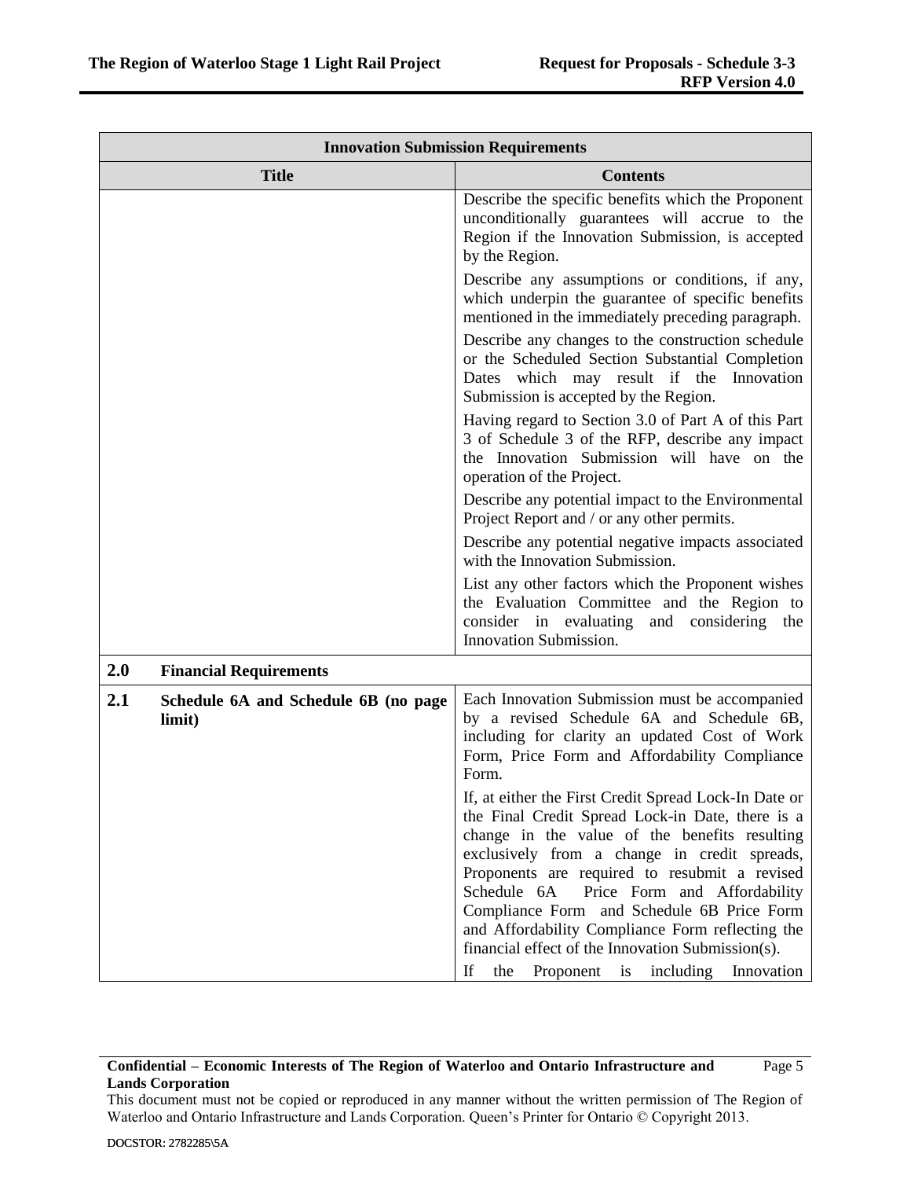| Innovation Submission Requirements | |
|---|---|
| **Title** | **Contents** |
| | Describe the specific benefits which the Proponent unconditionally guarantees will accrue to the Region if the Innovation Submission, is accepted by the Region.<br><br>Describe any assumptions or conditions, if any, which underpin the guarantee of specific benefits mentioned in the immediately preceding paragraph.<br><br>Describe any changes to the construction schedule or the Scheduled Section Substantial Completion Dates which may result if the Innovation Submission is accepted by the Region.<br><br>Having regard to Section 3.0 of Part A of this Part 3 of Schedule 3 of the RFP, describe any impact the Innovation Submission will have on the operation of the Project.<br><br>Describe any potential impact to the Environmental Project Report and / or any other permits.<br><br>Describe any potential negative impacts associated with the Innovation Submission.<br><br>List any other factors which the Proponent wishes the Evaluation Committee and the Region to consider in evaluating and considering the Innovation Submission. |
| **2.0 Financial Requirements** | |
| **2.1 Schedule 6A and Schedule 6B (no page limit)** | Each Innovation Submission must be accompanied by a revised Schedule 6A and Schedule 6B, including for clarity an updated Cost of Work Form, Price Form and Affordability Compliance Form.<br><br>If, at either the First Credit Spread Lock-In Date or the Final Credit Spread Lock-in Date, there is a change in the value of the benefits resulting exclusively from a change in credit spreads, Proponents are required to resubmit a revised Schedule 6A Price Form and Affordability Compliance Form and Schedule 6B Price Form and Affordability Compliance Form reflecting the financial effect of the Innovation Submission(s).<br><br>If the Proponent is including Innovation |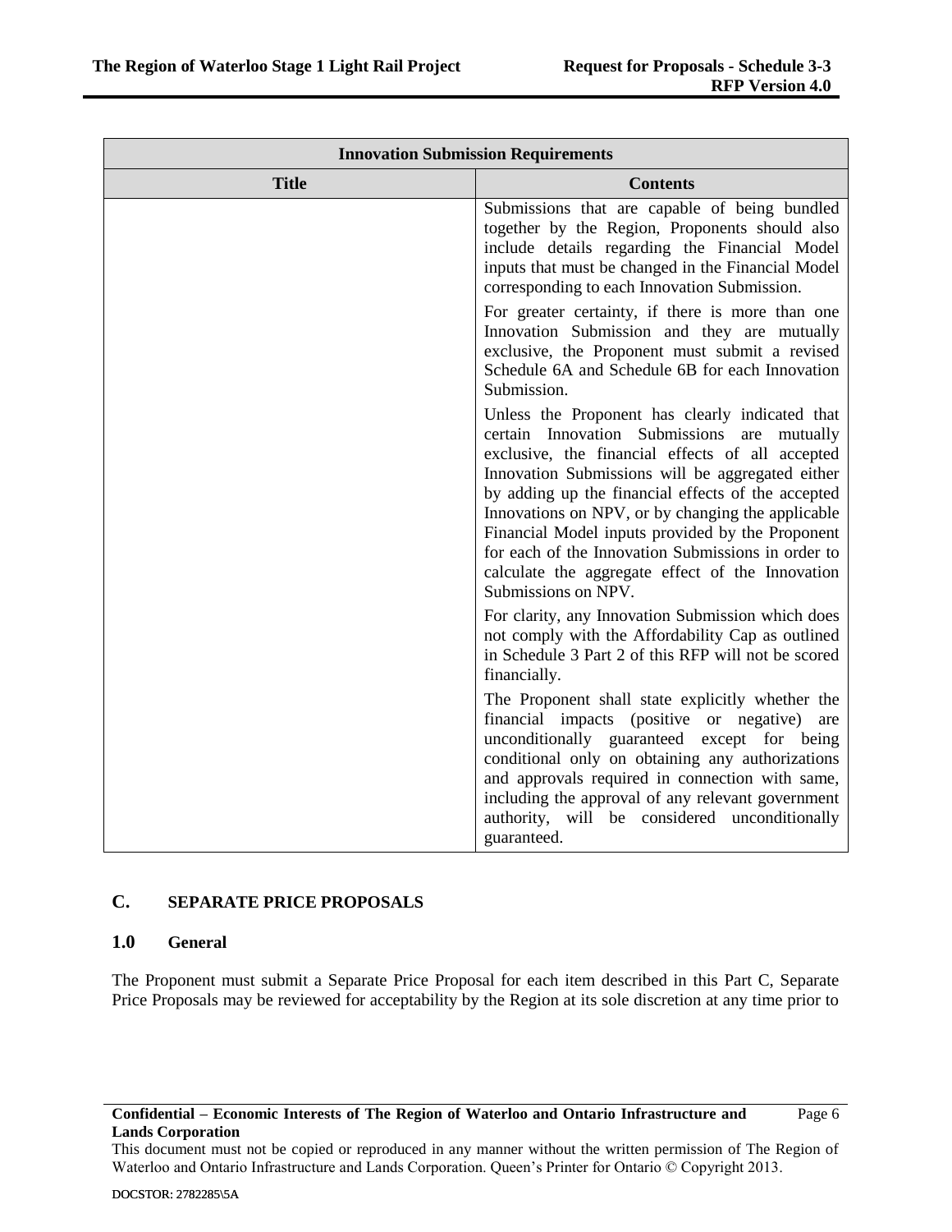| Innovation Submission Requirements | |
|---|---|
| **Title** | **Contents** |
| | Submissions that are capable of being bundled together by the Region, Proponents should also include details regarding the Financial Model inputs that must be changed in the Financial Model corresponding to each Innovation Submission.<br><br>For greater certainty, if there is more than one Innovation Submission and they are mutually exclusive, the Proponent must submit a revised Schedule 6A and Schedule 6B for each Innovation Submission.<br><br>Unless the Proponent has clearly indicated that certain Innovation Submissions are mutually exclusive, the financial effects of all accepted Innovation Submissions will be aggregated either by adding up the financial effects of the accepted Innovations on NPV, or by changing the applicable Financial Model inputs provided by the Proponent for each of the Innovation Submissions in order to calculate the aggregate effect of the Innovation Submissions on NPV.<br><br>For clarity, any Innovation Submission which does not comply with the Affordability Cap as outlined in Schedule 3 Part 2 of this RFP will not be scored financially.<br><br>The Proponent shall state explicitly whether the financial impacts (positive or negative) are unconditionally guaranteed except for being conditional only on obtaining any authorizations and approvals required in connection with same, including the approval of any relevant government authority, will be considered unconditionally guaranteed. |

## C. SEPARATE PRICE PROPOSALS

### 1.0 General

The Proponent must submit a Separate Price Proposal for each item described in this Part C, Separate Price Proposals may be reviewed for acceptability by the Region at its sole discretion at any time prior to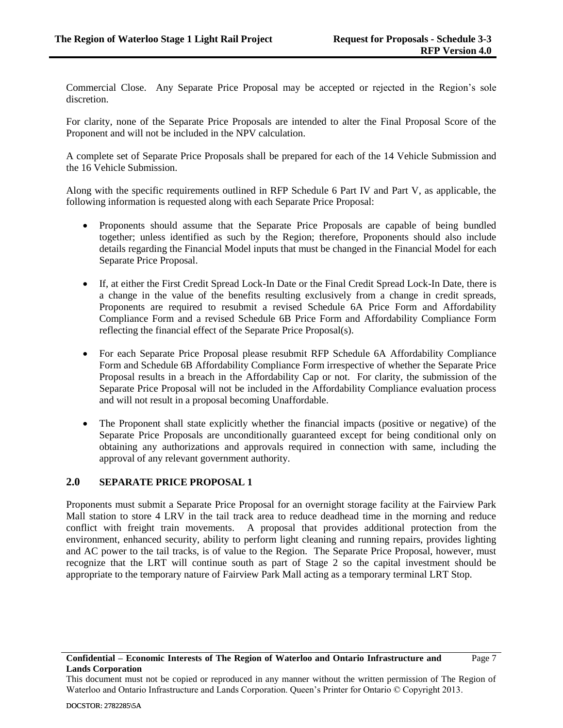Commercial Close. Any Separate Price Proposal may be accepted or rejected in the Region's sole discretion.

For clarity, none of the Separate Price Proposals are intended to alter the Final Proposal Score of the Proponent and will not be included in the NPV calculation.

A complete set of Separate Price Proposals shall be prepared for each of the 14 Vehicle Submission and the 16 Vehicle Submission.

Along with the specific requirements outlined in RFP Schedule 6 Part IV and Part V, as applicable, the following information is requested along with each Separate Price Proposal:

- Proponents should assume that the Separate Price Proposals are capable of being bundled together; unless identified as such by the Region; therefore, Proponents should also include details regarding the Financial Model inputs that must be changed in the Financial Model for each Separate Price Proposal.
- If, at either the First Credit Spread Lock-In Date or the Final Credit Spread Lock-In Date, there is a change in the value of the benefits resulting exclusively from a change in credit spreads, Proponents are required to resubmit a revised Schedule 6A Price Form and Affordability Compliance Form and a revised Schedule 6B Price Form and Affordability Compliance Form reflecting the financial effect of the Separate Price Proposal(s).
- For each Separate Price Proposal please resubmit RFP Schedule 6A Affordability Compliance Form and Schedule 6B Affordability Compliance Form irrespective of whether the Separate Price Proposal results in a breach in the Affordability Cap or not. For clarity, the submission of the Separate Price Proposal will not be included in the Affordability Compliance evaluation process and will not result in a proposal becoming Unaffordable.
- The Proponent shall state explicitly whether the financial impacts (positive or negative) of the Separate Price Proposals are unconditionally guaranteed except for being conditional only on obtaining any authorizations and approvals required in connection with same, including the approval of any relevant government authority.

## 2.0 SEPARATE PRICE PROPOSAL 1

Proponents must submit a Separate Price Proposal for an overnight storage facility at the Fairview Park Mall station to store 4 LRV in the tail track area to reduce deadhead time in the morning and reduce conflict with freight train movements. A proposal that provides additional protection from the environment, enhanced security, ability to perform light cleaning and running repairs, provides lighting and AC power to the tail tracks, is of value to the Region. The Separate Price Proposal, however, must recognize that the LRT will continue south as part of Stage 2 so the capital investment should be appropriate to the temporary nature of Fairview Park Mall acting as a temporary terminal LRT Stop.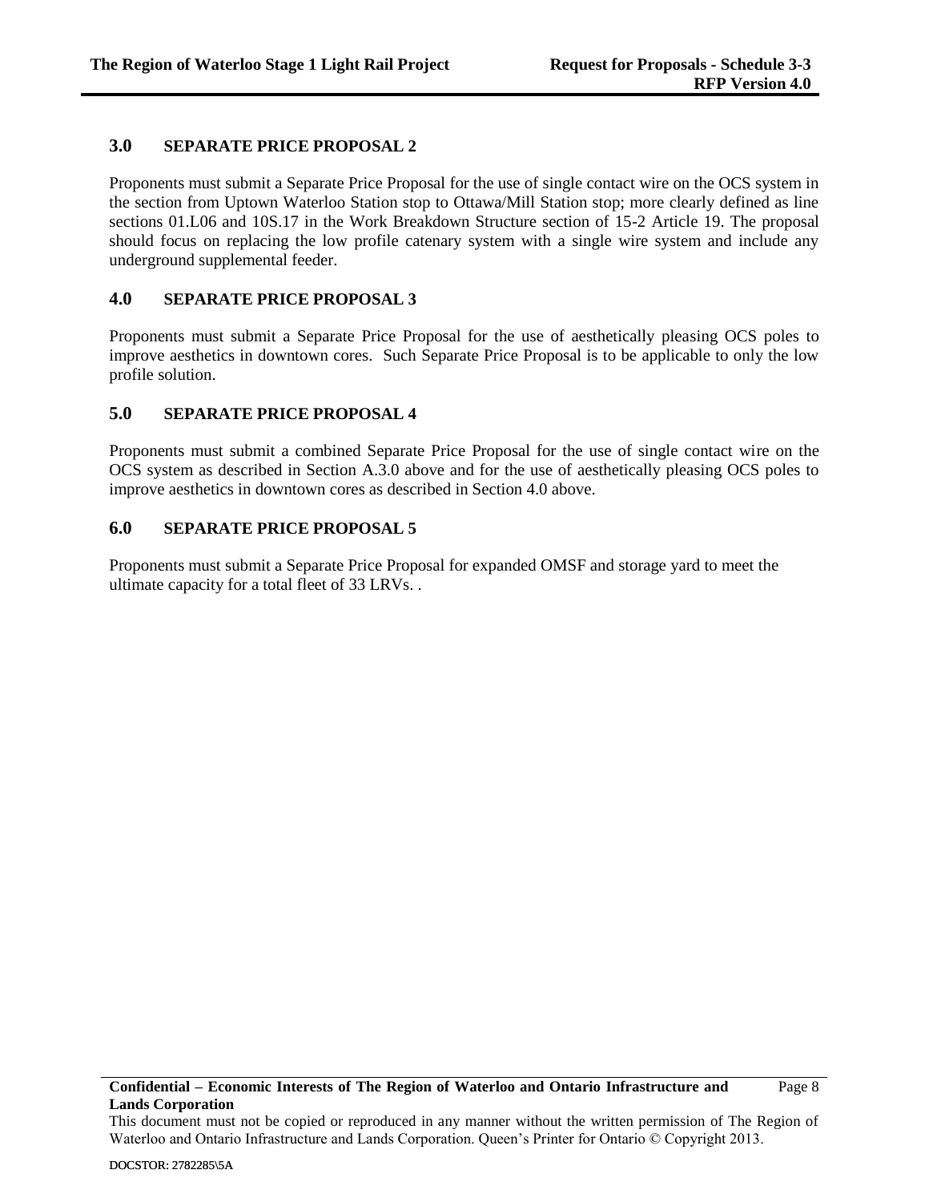## 3.0 SEPARATE PRICE PROPOSAL 2

Proponents must submit a Separate Price Proposal for the use of single contact wire on the OCS system in the section from Uptown Waterloo Station stop to Ottawa/Mill Station stop; more clearly defined as line sections 01.L06 and 10S.17 in the Work Breakdown Structure section of 15-2 Article 19. The proposal should focus on replacing the low profile catenary system with a single wire system and include any underground supplemental feeder.

## 4.0 SEPARATE PRICE PROPOSAL 3

Proponents must submit a Separate Price Proposal for the use of aesthetically pleasing OCS poles to improve aesthetics in downtown cores. Such Separate Price Proposal is to be applicable to only the low profile solution.

## 5.0 SEPARATE PRICE PROPOSAL 4

Proponents must submit a combined Separate Price Proposal for the use of single contact wire on the OCS system as described in Section A.3.0 above and for the use of aesthetically pleasing OCS poles to improve aesthetics in downtown cores as described in Section 4.0 above.

## 6.0 SEPARATE PRICE PROPOSAL 5

Proponents must submit a Separate Price Proposal for expanded OMSF and storage yard to meet the ultimate capacity for a total fleet of 33 LRVs. .

**Confidential – Economic Interests of The Region of Waterloo and Ontario Infrastructure and Lands Corporation**

This document must not be copied or reproduced in any manner without the written permission of The Region of Waterloo and Ontario Infrastructure and Lands Corporation. Queen's Printer for Ontario © Copyright 2013.

DOCSTOR: 2782285\5A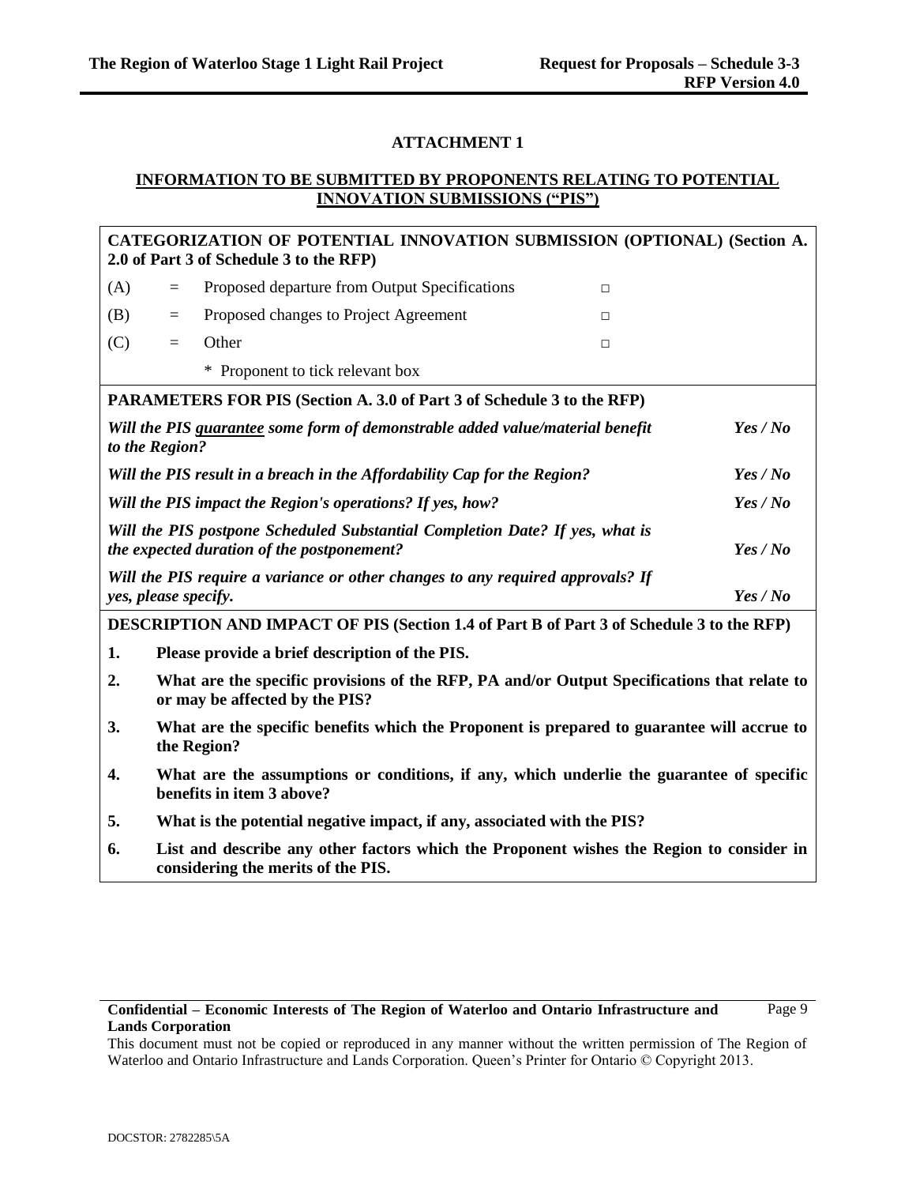## ATTACHMENT 1

### INFORMATION TO BE SUBMITTED BY PROPONENTS RELATING TO POTENTIAL INNOVATION SUBMISSIONS ("PIS")

**CATEGORIZATION OF POTENTIAL INNOVATION SUBMISSION (OPTIONAL) (Section A. 2.0 of Part 3 of Schedule 3 to the RFP)**

| | | | |
|---|---|---|---|
| (A) | = | Proposed departure from Output Specifications | □ |
| (B) | = | Proposed changes to Project Agreement | □ |
| (C) | = | Other | □ |
| | | * Proponent to tick relevant box | |

**PARAMETERS FOR PIS (Section A. 3.0 of Part 3 of Schedule 3 to the RFP)**

| | |
|---|---|
| ***Will the PIS <u>guarantee</u> some form of demonstrable added value/material benefit to the Region?*** | ***Yes / No*** |
| ***Will the PIS result in a breach in the Affordability Cap for the Region?*** | ***Yes / No*** |
| ***Will the PIS impact the Region's operations? If yes, how?*** | ***Yes / No*** |
| ***Will the PIS postpone Scheduled Substantial Completion Date? If yes, what is the expected duration of the postponement?*** | ***Yes / No*** |
| ***Will the PIS require a variance or other changes to any required approvals? If yes, please specify.*** | ***Yes / No*** |

**DESCRIPTION AND IMPACT OF PIS (Section 1.4 of Part B of Part 3 of Schedule 3 to the RFP)**

1. **Please provide a brief description of the PIS.**
2. **What are the specific provisions of the RFP, PA and/or Output Specifications that relate to or may be affected by the PIS?**
3. **What are the specific benefits which the Proponent is prepared to guarantee will accrue to the Region?**
4. **What are the assumptions or conditions, if any, which underlie the guarantee of specific benefits in item 3 above?**
5. **What is the potential negative impact, if any, associated with the PIS?**
6. **List and describe any other factors which the Proponent wishes the Region to consider in considering the merits of the PIS.**